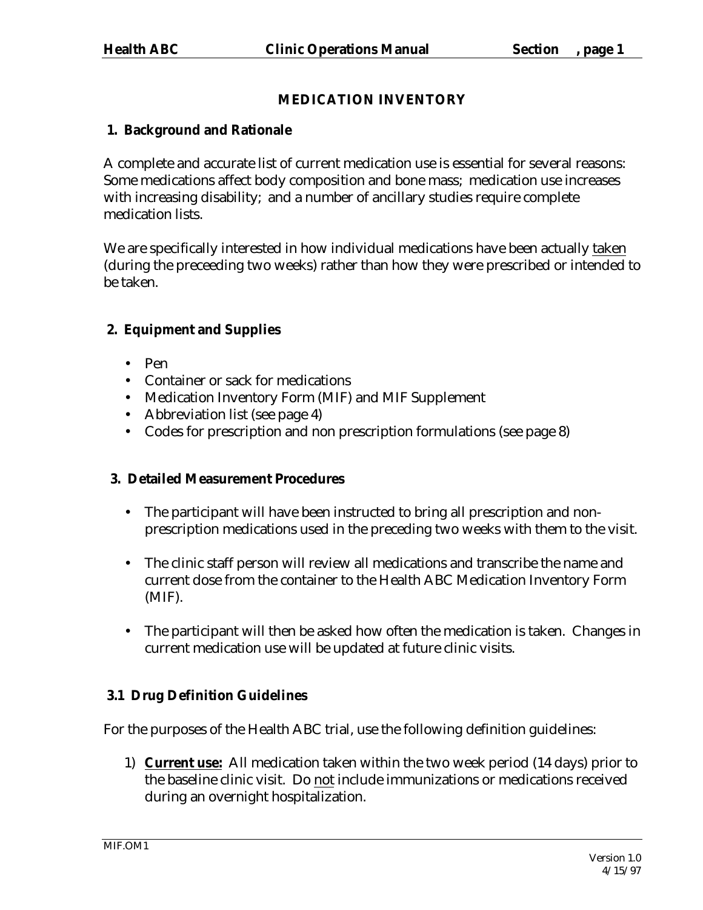# MEDICATION INVENTORY

## 1. Background and Rationale

A complete and accurate list of current medication use is essential for several reasons: Some medications affect body composition and bone mass; medication use increases with increasing disability; and a number of ancillary studies require complete medication lists.

We are specifically interested in how individual medications have been actually taken (during the preceeding two weeks) rather than how they were prescribed or intended to be taken.

## 2. Equipment and Supplies

- Pen
- Container or sack for medications
- Medication Inventory Form (MIF) and MIF Supplement
- Abbreviation list (see page 4)
- Codes for prescription and non prescription formulations (see page 8)

## 3. Detailed Measurement Procedures

- The participant will have been instructed to bring all prescription and non-prescription medications used in the preceding two weeks with them to the visit.
- The clinic staff person will review all medications and transcribe the name and current dose from the container to the Health ABC Medication Inventory Form (MIF).
- The participant will then be asked how often the medication is taken. Changes in current medication use will be updated at future clinic visits.

### 3.1 Drug Definition Guidelines

For the purposes of the Health ABC trial, use the following definition guidelines:

1) **Current use:** All medication taken within the two week period (14 days) prior to the baseline clinic visit. Do not include immunizations or medications received during an overnight hospitalization.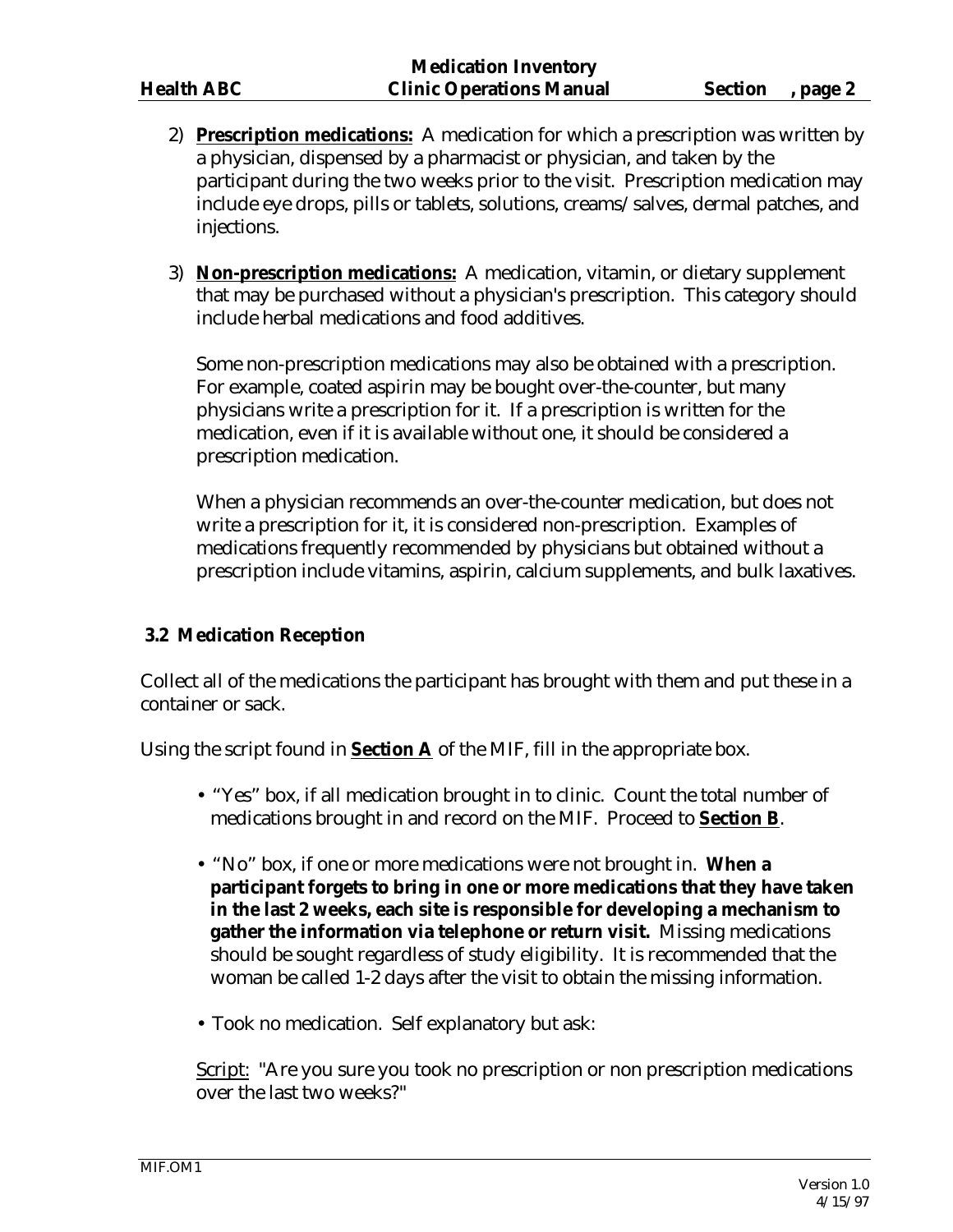2) **Prescription medications:** A medication for which a prescription was written by a physician, dispensed by a pharmacist or physician, and taken by the participant during the two weeks prior to the visit. Prescription medication may include eye drops, pills or tablets, solutions, creams/salves, dermal patches, and injections.

3) **Non-prescription medications:** A medication, vitamin, or dietary supplement that may be purchased without a physician's prescription. This category should include herbal medications and food additives.

   Some non-prescription medications may also be obtained with a prescription. For example, coated aspirin may be bought over-the-counter, but many physicians write a prescription for it. If a prescription is written for the medication, even if it is available without one, it should be considered a prescription medication.

   When a physician recommends an over-the-counter medication, but does not write a prescription for it, it is considered non-prescription. Examples of medications frequently recommended by physicians but obtained without a prescription include vitamins, aspirin, calcium supplements, and bulk laxatives.

### 3.2 Medication Reception

Collect all of the medications the participant has brought with them and put these in a container or sack.

Using the script found in **Section A** of the MIF, fill in the appropriate box.

- "Yes" box, if all medication brought in to clinic. Count the total number of medications brought in and record on the MIF. Proceed to **Section B**.
- "No" box, if one or more medications were not brought in. **When a participant forgets to bring in one or more medications that they have taken in the last 2 weeks, each site is responsible for developing a mechanism to gather the information via telephone or return visit.** Missing medications should be sought regardless of study eligibility. It is recommended that the woman be called 1-2 days after the visit to obtain the missing information.
- Took no medication. Self explanatory but ask:

  Script: "Are you sure you took no prescription or non prescription medications over the last two weeks?"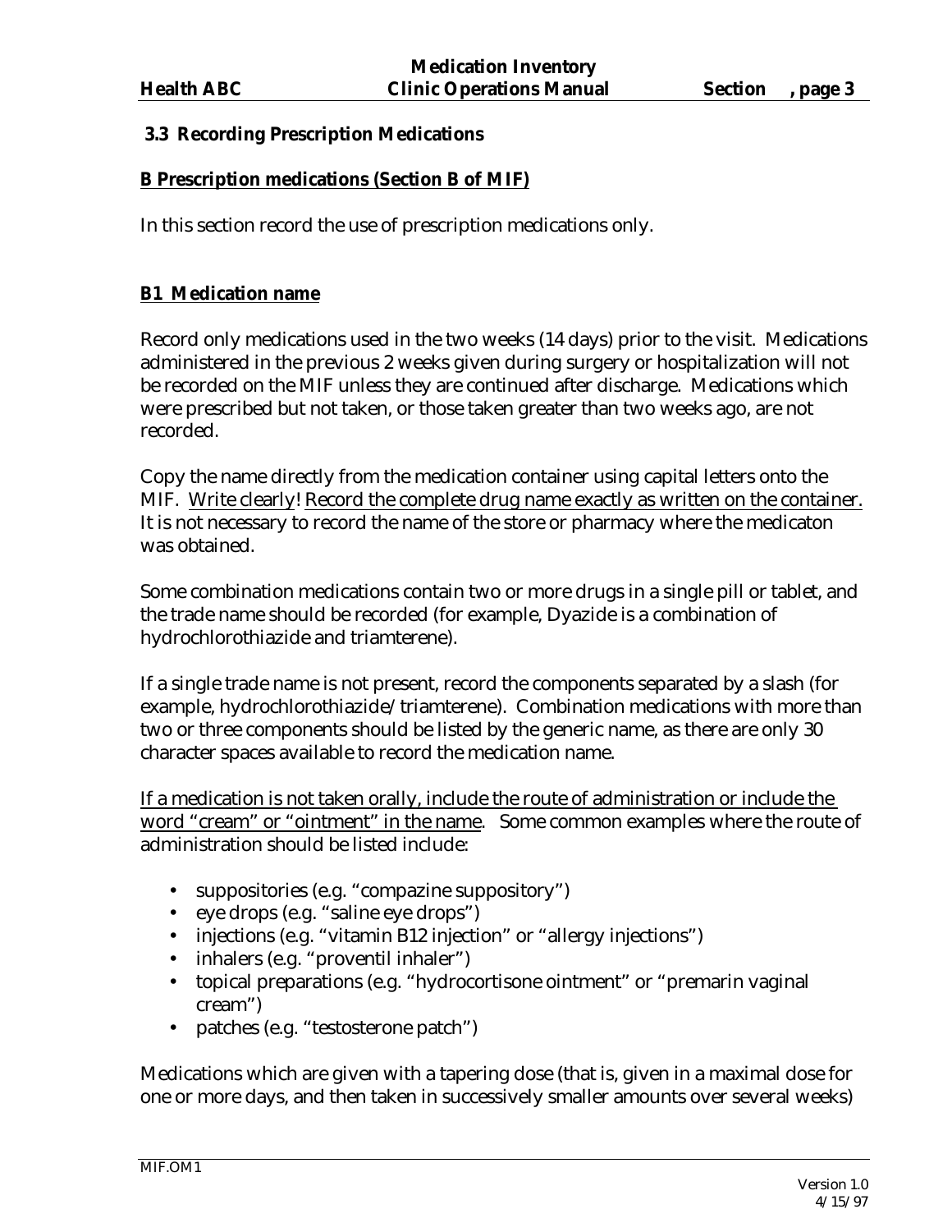### 3.3 Recording Prescription Medications

**B Prescription medications (Section B of MIF)**

In this section record the use of prescription medications only.

**B1 Medication name**

Record only medications used in the two weeks (14 days) prior to the visit. Medications administered in the previous 2 weeks given during surgery or hospitalization will not be recorded on the MIF unless they are continued after discharge. Medications which were prescribed but not taken, or those taken greater than two weeks ago, are not recorded.

Copy the name directly from the medication container using capital letters onto the MIF. Write clearly! Record the complete drug name exactly as written on the container. It is not necessary to record the name of the store or pharmacy where the medicaton was obtained.

Some combination medications contain two or more drugs in a single pill or tablet, and the trade name should be recorded (for example, Dyazide is a combination of hydrochlorothiazide and triamterene).

If a single trade name is not present, record the components separated by a slash (for example, hydrochlorothiazide/triamterene). Combination medications with more than two or three components should be listed by the generic name, as there are only 30 character spaces available to record the medication name.

If a medication is not taken orally, include the route of administration or include the word "cream" or "ointment" in the name. Some common examples where the route of administration should be listed include:

- suppositories (e.g. "compazine suppository")
- eye drops (e.g. "saline eye drops")
- injections (e.g. "vitamin B12 injection" or "allergy injections")
- inhalers (e.g. "proventil inhaler")
- topical preparations (e.g. "hydrocortisone ointment" or "premarin vaginal cream")
- patches (e.g. "testosterone patch")

Medications which are given with a tapering dose (that is, given in a maximal dose for one or more days, and then taken in successively smaller amounts over several weeks)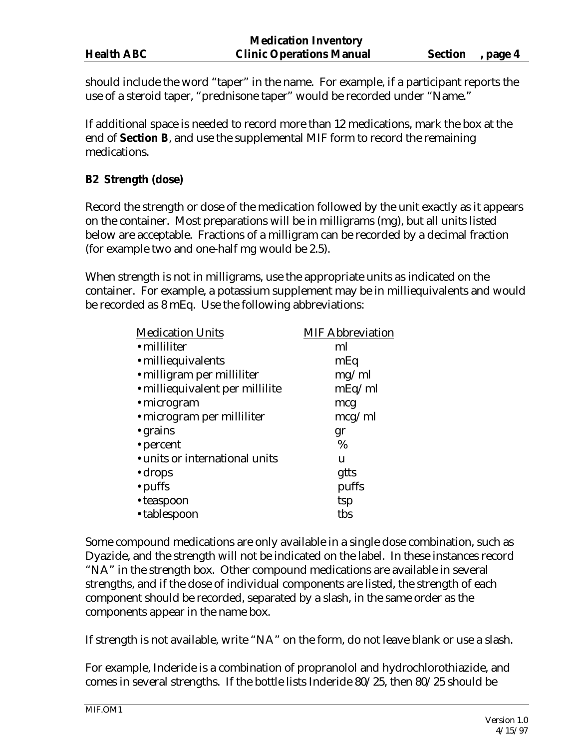should include the word "taper" in the name. For example, if a participant reports the use of a steroid taper, "prednisone taper" would be recorded under "Name."

If additional space is needed to record more than 12 medications, mark the box at the end of **Section B**, and use the supplemental MIF form to record the remaining medications.

**B2 Strength (dose)**

Record the strength or dose of the medication followed by the unit exactly as it appears on the container. Most preparations will be in milligrams (mg), but all units listed below are acceptable. Fractions of a milligram can be recorded by a decimal fraction (for example two and one-half mg would be 2.5).

When strength is not in milligrams, use the appropriate units as indicated on the container. For example, a potassium supplement may be in milliequivalents and would be recorded as 8 mEq. Use the following abbreviations:

| Medication Units | MIF Abbreviation |
| --- | --- |
| • milliliter | ml |
| • milliequivalents | mEq |
| • milligram per milliliter | mg/ml |
| • milliequivalent per millilite | mEq/ml |
| • microgram | mcg |
| • microgram per milliliter | mcg/ml |
| • grains | gr |
| • percent | % |
| • units or international units | u |
| • drops | gtts |
| • puffs | puffs |
| • teaspoon | tsp |
| • tablespoon | tbs |

Some compound medications are only available in a single dose combination, such as Dyazide, and the strength will not be indicated on the label. In these instances record "NA" in the strength box. Other compound medications are available in several strengths, and if the dose of individual components are listed, the strength of each component should be recorded, separated by a slash, in the same order as the components appear in the name box.

If strength is not available, write "NA" on the form, do not leave blank or use a slash.

For example, Inderide is a combination of propranolol and hydrochlorothiazide, and comes in several strengths. If the bottle lists Inderide 80/25, then 80/25 should be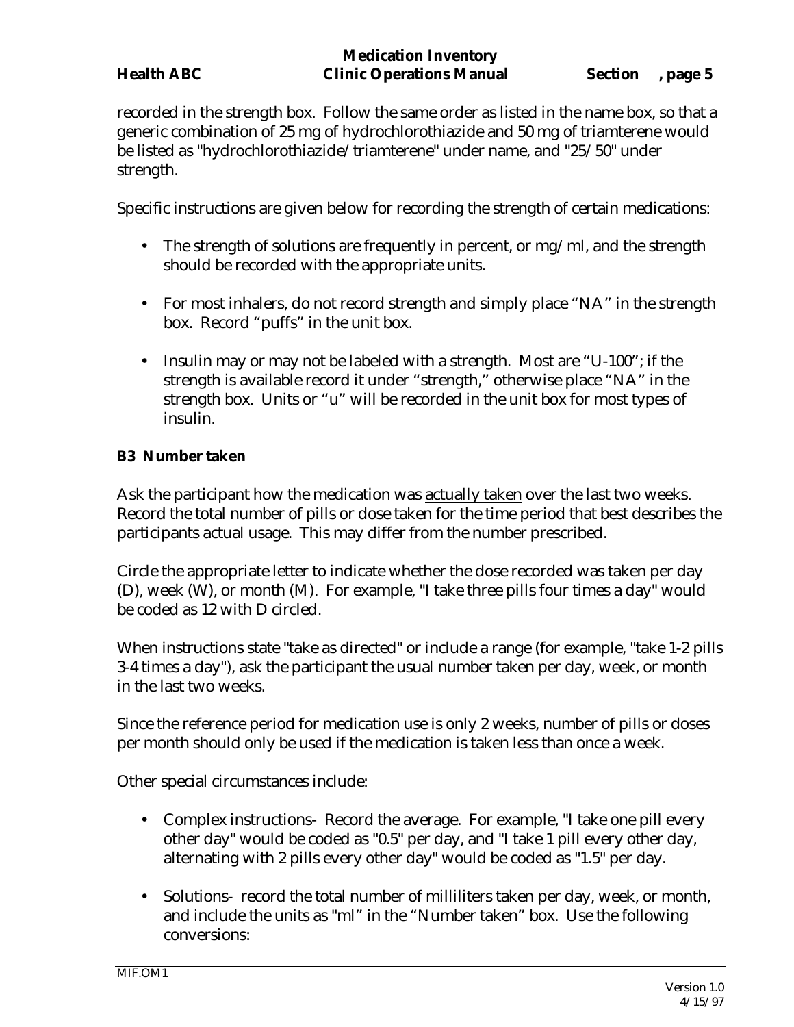recorded in the strength box. Follow the same order as listed in the name box, so that a generic combination of 25 mg of hydrochlorothiazide and 50 mg of triamterene would be listed as "hydrochlorothiazide/triamterene" under name, and "25/50" under strength.

Specific instructions are given below for recording the strength of certain medications:

- The strength of solutions are frequently in percent, or mg/ml, and the strength should be recorded with the appropriate units.

- For most inhalers, do not record strength and simply place "NA" in the strength box. Record "puffs" in the unit box.

- Insulin may or may not be labeled with a strength. Most are "U-100"; if the strength is available record it under "strength," otherwise place "NA" in the strength box. Units or "u" will be recorded in the unit box for most types of insulin.

**B3 Number taken**

Ask the participant how the medication was actually taken over the last two weeks. Record the total number of pills or dose taken for the time period that best describes the participants actual usage. This may differ from the number prescribed.

Circle the appropriate letter to indicate whether the dose recorded was taken per day (D), week (W), or month (M). For example, "I take three pills four times a day" would be coded as 12 with D circled.

When instructions state "take as directed" or include a range (for example, "take 1-2 pills 3-4 times a day"), ask the participant the usual number taken per day, week, or month in the last two weeks.

Since the reference period for medication use is only 2 weeks, number of pills or doses per month should only be used if the medication is taken less than once a week.

Other special circumstances include:

- Complex instructions- Record the average. For example, "I take one pill every other day" would be coded as "0.5" per day, and "I take 1 pill every other day, alternating with 2 pills every other day" would be coded as "1.5" per day.

- Solutions- record the total number of milliliters taken per day, week, or month, and include the units as "ml" in the "Number taken" box. Use the following conversions: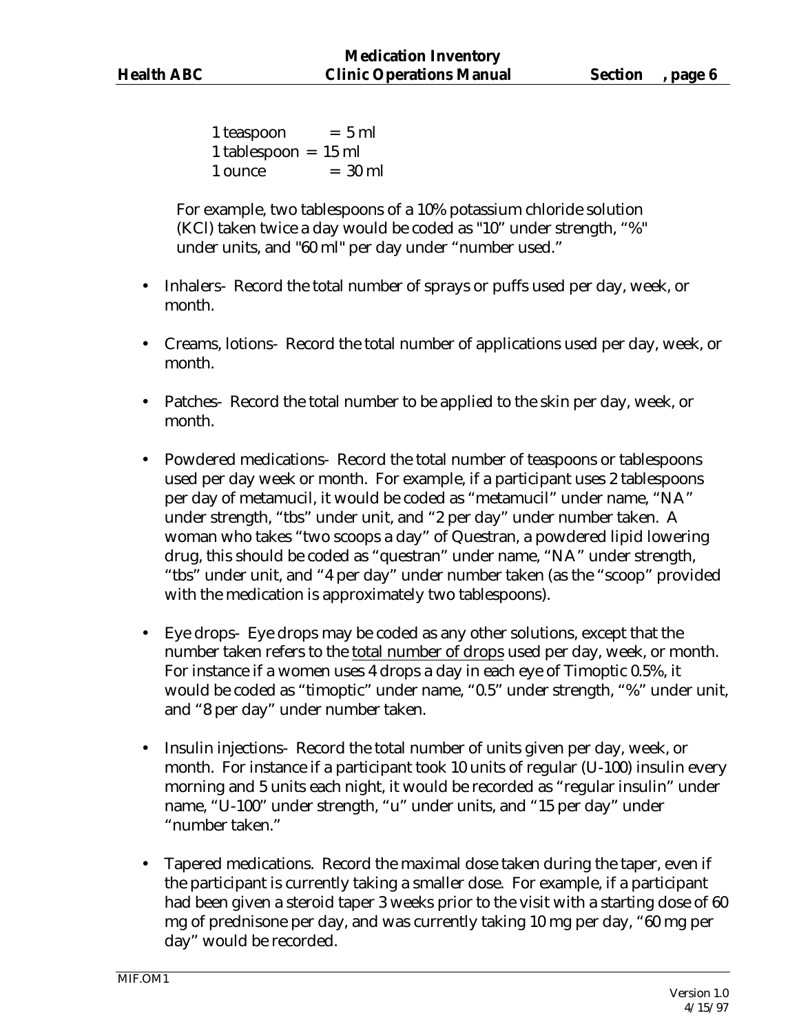1 teaspoon = 5 ml
1 tablespoon = 15 ml
1 ounce = 30 ml

For example, two tablespoons of a 10% potassium chloride solution (KCl) taken twice a day would be coded as "10" under strength, "%" under units, and "60 ml" per day under "number used."

- Inhalers- Record the total number of sprays or puffs used per day, week, or month.

- Creams, lotions- Record the total number of applications used per day, week, or month.

- Patches- Record the total number to be applied to the skin per day, week, or month.

- Powdered medications- Record the total number of teaspoons or tablespoons used per day week or month. For example, if a participant uses 2 tablespoons per day of metamucil, it would be coded as "metamucil" under name, "NA" under strength, "tbs" under unit, and "2 per day" under number taken. A woman who takes "two scoops a day" of Questran, a powdered lipid lowering drug, this should be coded as "questran" under name, "NA" under strength, "tbs" under unit, and "4 per day" under number taken (as the "scoop" provided with the medication is approximately two tablespoons).

- Eye drops- Eye drops may be coded as any other solutions, except that the number taken refers to the <u>total number of drops</u> used per day, week, or month. For instance if a women uses 4 drops a day in each eye of Timoptic 0.5%, it would be coded as "timoptic" under name, "0.5" under strength, "%" under unit, and "8 per day" under number taken.

- Insulin injections- Record the total number of units given per day, week, or month. For instance if a participant took 10 units of regular (U-100) insulin every morning and 5 units each night, it would be recorded as "regular insulin" under name, "U-100" under strength, "u" under units, and "15 per day" under "number taken."

- Tapered medications. Record the maximal dose taken during the taper, even if the participant is currently taking a smaller dose. For example, if a participant had been given a steroid taper 3 weeks prior to the visit with a starting dose of 60 mg of prednisone per day, and was currently taking 10 mg per day, "60 mg per day" would be recorded.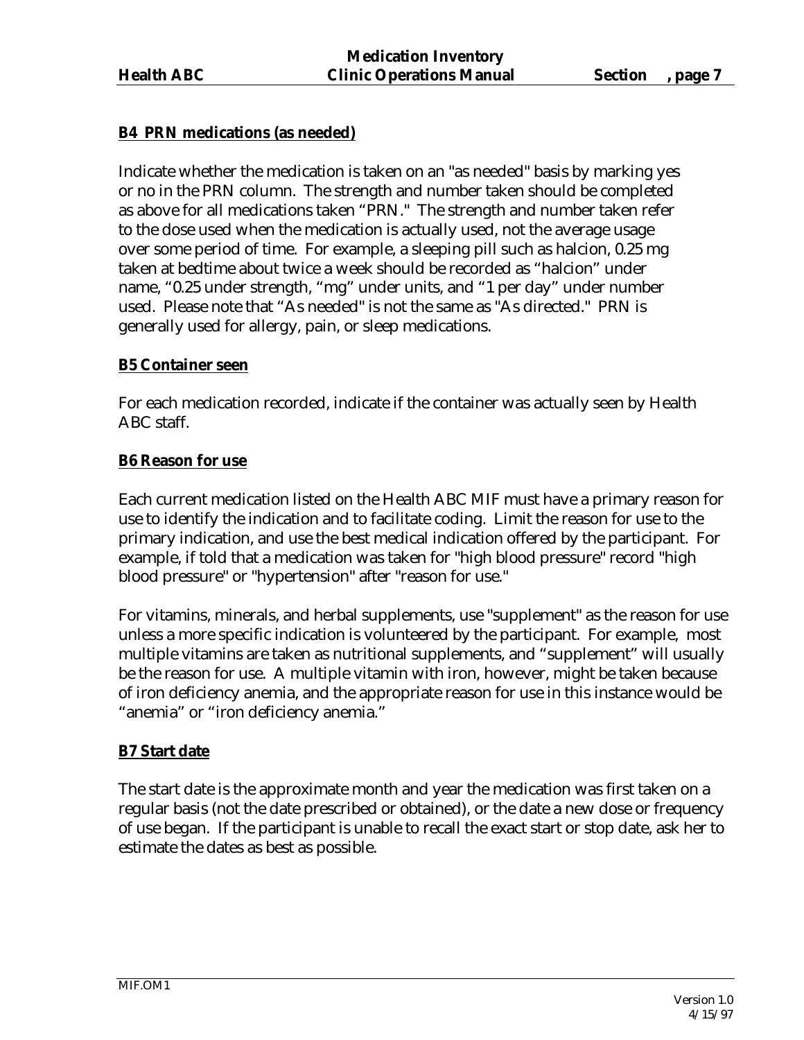**B4 PRN medications (as needed)**

Indicate whether the medication is taken on an "as needed" basis by marking yes or no in the PRN column. The strength and number taken should be completed as above for all medications taken "PRN." The strength and number taken refer to the dose used when the medication is actually used, not the average usage over some period of time. For example, a sleeping pill such as halcion, 0.25 mg taken at bedtime about twice a week should be recorded as "halcion" under name, "0.25 under strength, "mg" under units, and "1 per day" under number used. Please note that "As needed" is not the same as "As directed." PRN is generally used for allergy, pain, or sleep medications.

**B5 Container seen**

For each medication recorded, indicate if the container was actually seen by Health ABC staff.

**B6 Reason for use**

Each current medication listed on the Health ABC MIF must have a primary reason for use to identify the indication and to facilitate coding. Limit the reason for use to the primary indication, and use the best medical indication offered by the participant. For example, if told that a medication was taken for "high blood pressure" record "high blood pressure" or "hypertension" after "reason for use."

For vitamins, minerals, and herbal supplements, use "supplement" as the reason for use unless a more specific indication is volunteered by the participant. For example, most multiple vitamins are taken as nutritional supplements, and "supplement" will usually be the reason for use. A multiple vitamin with iron, however, might be taken because of iron deficiency anemia, and the appropriate reason for use in this instance would be "anemia" or "iron deficiency anemia."

**B7 Start date**

The start date is the approximate month and year the medication was first taken on a regular basis (not the date prescribed or obtained), or the date a new dose or frequency of use began. If the participant is unable to recall the exact start or stop date, ask her to estimate the dates as best as possible.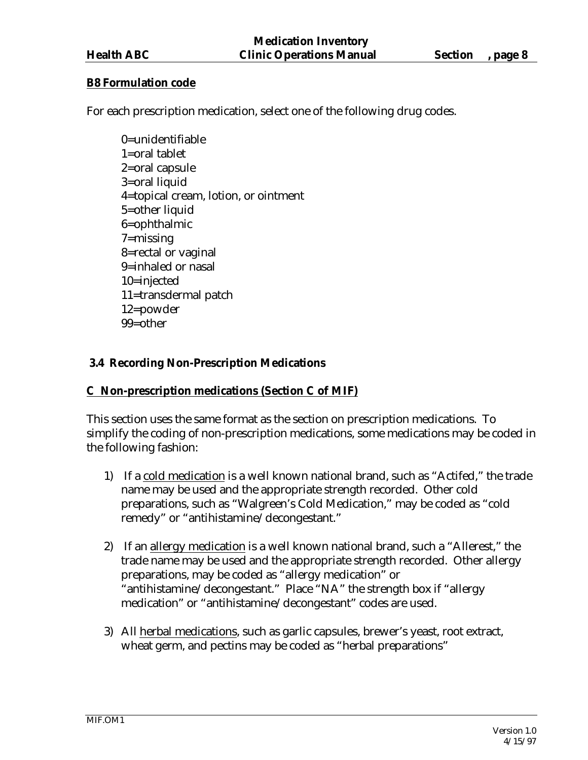**B8 Formulation code**

For each prescription medication, select one of the following drug codes.

0=unidentifiable
1=oral tablet
2=oral capsule
3=oral liquid
4=topical cream, lotion, or ointment
5=other liquid
6=ophthalmic
7=missing
8=rectal or vaginal
9=inhaled or nasal
10=injected
11=transdermal patch
12=powder
99=other

### 3.4 Recording Non-Prescription Medications

**C Non-prescription medications (Section C of MIF)**

This section uses the same format as the section on prescription medications. To simplify the coding of non-prescription medications, some medications may be coded in the following fashion:

1) If a cold medication is a well known national brand, such as "Actifed," the trade name may be used and the appropriate strength recorded. Other cold preparations, such as "Walgreen's Cold Medication," may be coded as "cold remedy" or "antihistamine/decongestant."

2) If an allergy medication is a well known national brand, such a "Allerest," the trade name may be used and the appropriate strength recorded. Other allergy preparations, may be coded as "allergy medication" or "antihistamine/decongestant." Place "NA" the strength box if "allergy medication" or "antihistamine/decongestant" codes are used.

3) All herbal medications, such as garlic capsules, brewer's yeast, root extract, wheat germ, and pectins may be coded as "herbal preparations"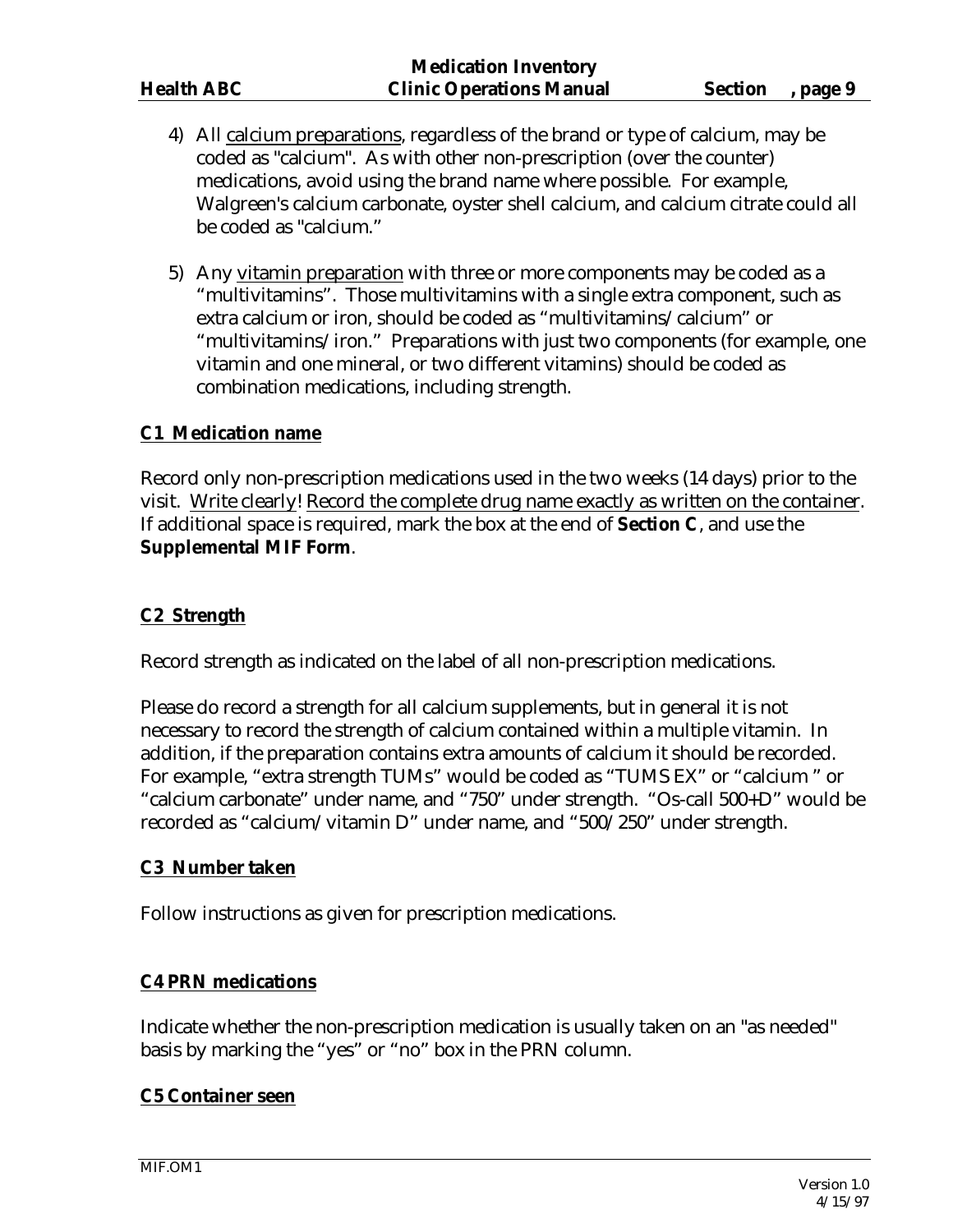4) All calcium preparations, regardless of the brand or type of calcium, may be coded as "calcium". As with other non-prescription (over the counter) medications, avoid using the brand name where possible. For example, Walgreen's calcium carbonate, oyster shell calcium, and calcium citrate could all be coded as "calcium."

5) Any vitamin preparation with three or more components may be coded as a "multivitamins". Those multivitamins with a single extra component, such as extra calcium or iron, should be coded as "multivitamins/calcium" or "multivitamins/iron." Preparations with just two components (for example, one vitamin and one mineral, or two different vitamins) should be coded as combination medications, including strength.

**C1 Medication name**

Record only non-prescription medications used in the two weeks (14 days) prior to the visit. Write clearly! Record the complete drug name exactly as written on the container. If additional space is required, mark the box at the end of **Section C**, and use the **Supplemental MIF Form**.

**C2 Strength**

Record strength as indicated on the label of all non-prescription medications.

Please do record a strength for all calcium supplements, but in general it is not necessary to record the strength of calcium contained within a multiple vitamin. In addition, if the preparation contains extra amounts of calcium it should be recorded. For example, "extra strength TUMs" would be coded as "TUMS EX" or "calcium " or "calcium carbonate" under name, and "750" under strength. "Os-call 500+D" would be recorded as "calcium/vitamin D" under name, and "500/250" under strength.

**C3 Number taken**

Follow instructions as given for prescription medications.

**C4 PRN medications**

Indicate whether the non-prescription medication is usually taken on an "as needed" basis by marking the "yes" or "no" box in the PRN column.

**C5 Container seen**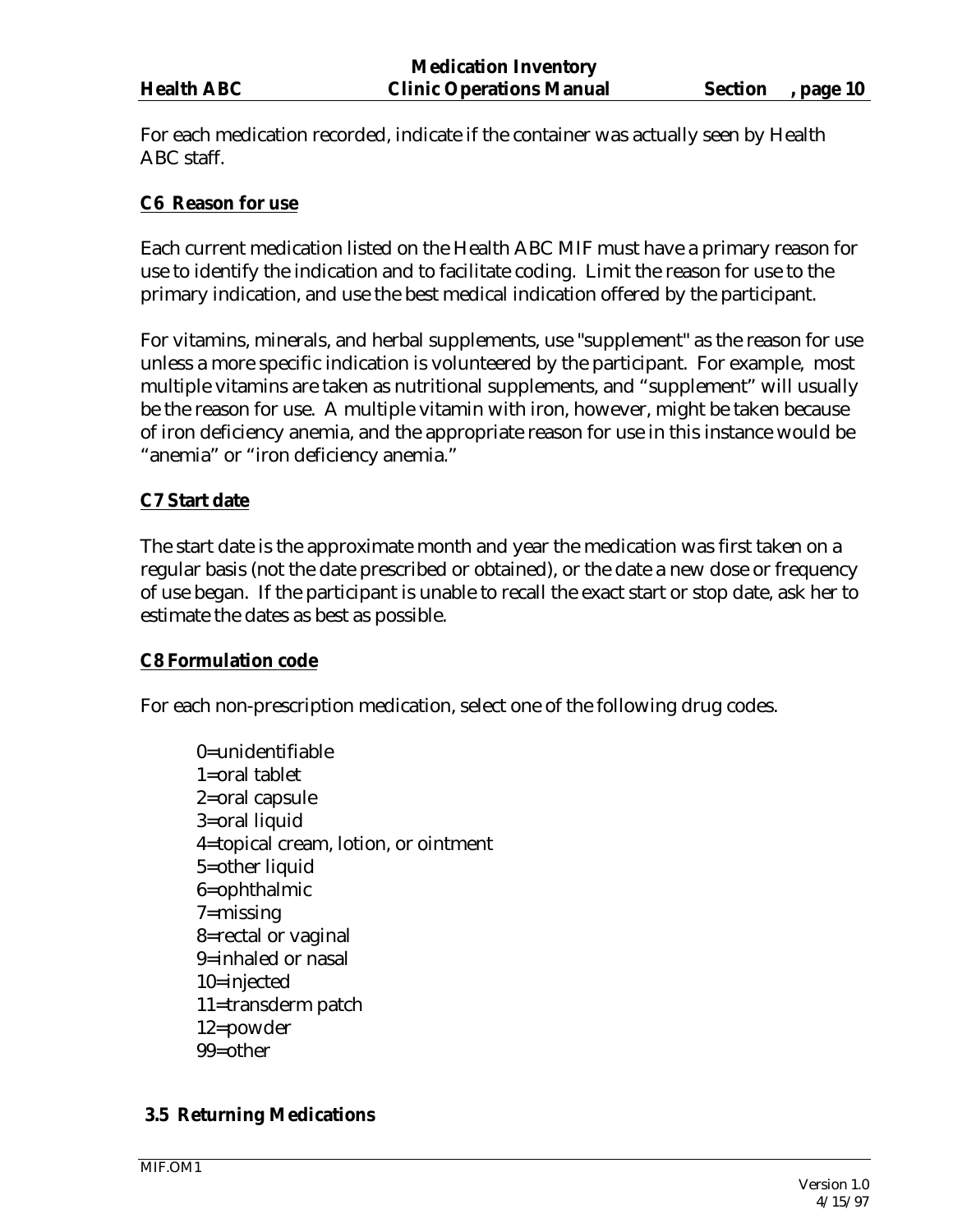For each medication recorded, indicate if the container was actually seen by Health ABC staff.

**C6 Reason for use**

Each current medication listed on the Health ABC MIF must have a primary reason for use to identify the indication and to facilitate coding. Limit the reason for use to the primary indication, and use the best medical indication offered by the participant.

For vitamins, minerals, and herbal supplements, use "supplement" as the reason for use unless a more specific indication is volunteered by the participant. For example, most multiple vitamins are taken as nutritional supplements, and "supplement" will usually be the reason for use. A multiple vitamin with iron, however, might be taken because of iron deficiency anemia, and the appropriate reason for use in this instance would be "anemia" or "iron deficiency anemia."

**C7 Start date**

The start date is the approximate month and year the medication was first taken on a regular basis (not the date prescribed or obtained), or the date a new dose or frequency of use began. If the participant is unable to recall the exact start or stop date, ask her to estimate the dates as best as possible.

**C8 Formulation code**

For each non-prescription medication, select one of the following drug codes.

0=unidentifiable
1=oral tablet
2=oral capsule
3=oral liquid
4=topical cream, lotion, or ointment
5=other liquid
6=ophthalmic
7=missing
8=rectal or vaginal
9=inhaled or nasal
10=injected
11=transderm patch
12=powder
99=other

## 3.5 Returning Medications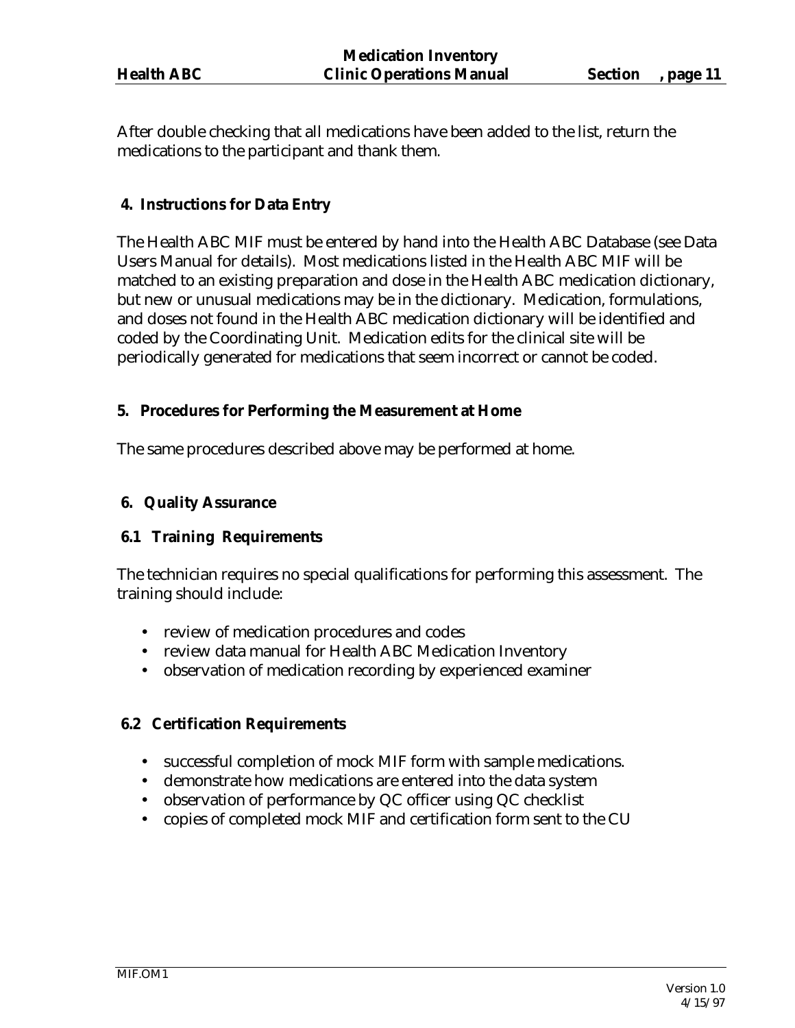After double checking that all medications have been added to the list, return the medications to the participant and thank them.

## 4. Instructions for Data Entry

The Health ABC MIF must be entered by hand into the Health ABC Database (see Data Users Manual for details). Most medications listed in the Health ABC MIF will be matched to an existing preparation and dose in the Health ABC medication dictionary, but new or unusual medications may be in the dictionary. Medication, formulations, and doses not found in the Health ABC medication dictionary will be identified and coded by the Coordinating Unit. Medication edits for the clinical site will be periodically generated for medications that seem incorrect or cannot be coded.

## 5. Procedures for Performing the Measurement at Home

The same procedures described above may be performed at home.

## 6. Quality Assurance

### 6.1 Training Requirements

The technician requires no special qualifications for performing this assessment. The training should include:

- review of medication procedures and codes
- review data manual for Health ABC Medication Inventory
- observation of medication recording by experienced examiner

### 6.2 Certification Requirements

- successful completion of mock MIF form with sample medications.
- demonstrate how medications are entered into the data system
- observation of performance by QC officer using QC checklist
- copies of completed mock MIF and certification form sent to the CU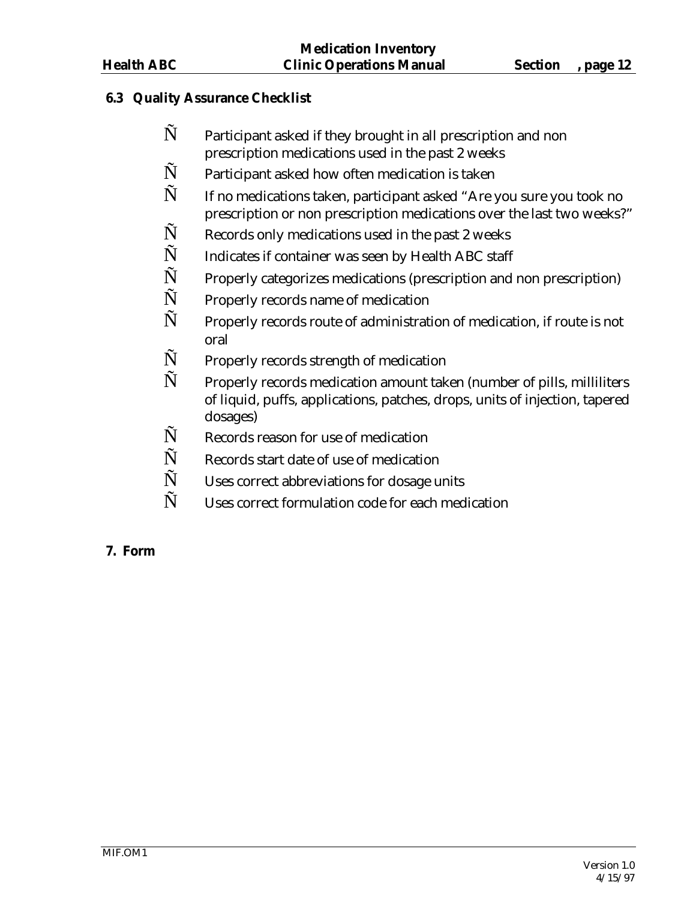### 6.3 Quality Assurance Checklist

- Participant asked if they brought in all prescription and non prescription medications used in the past 2 weeks
- Participant asked how often medication is taken
- If no medications taken, participant asked "Are you sure you took no prescription or non prescription medications over the last two weeks?"
- Records only medications used in the past 2 weeks
- Indicates if container was seen by Health ABC staff
- Properly categorizes medications (prescription and non prescription)
- Properly records name of medication
- Properly records route of administration of medication, if route is not oral
- Properly records strength of medication
- Properly records medication amount taken (number of pills, milliliters of liquid, puffs, applications, patches, drops, units of injection, tapered dosages)
- Records reason for use of medication
- Records start date of use of medication
- Uses correct abbreviations for dosage units
- Uses correct formulation code for each medication

## 7. Form